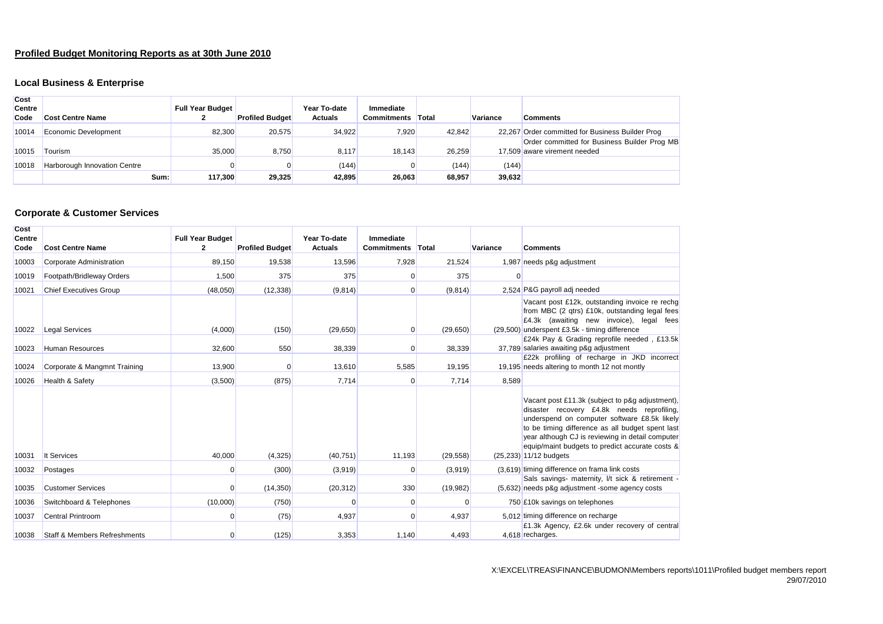# Profiled Budget Monitoring Reports as at 30th June 2010

## Local Business & Enterprise

| Cost Centre Code | Cost Centre Name | Full Year Budget 2 | Profiled Budget | Year To-date Actuals | Immediate Commitments | Total | Variance | Comments |
|---|---|---|---|---|---|---|---|---|
| 10014 | Economic Development | 82,300 | 20,575 | 34,922 | 7,920 | 42,842 | 22,267 | Order committed for Business Builder Prog |
| 10015 | Tourism | 35,000 | 8,750 | 8,117 | 18,143 | 26,259 | 17,509 | Order committed for Business Builder Prog MB aware virement needed |
| 10018 | Harborough Innovation Centre | 0 | 0 | (144) | 0 | (144) | (144) | |
| | Sum: | 117,300 | 29,325 | 42,895 | 26,063 | 68,957 | 39,632 | |

## Corporate & Customer Services

| Cost Centre Code | Cost Centre Name | Full Year Budget 2 | Profiled Budget | Year To-date Actuals | Immediate Commitments | Total | Variance | Comments |
|---|---|---|---|---|---|---|---|---|
| 10003 | Corporate Administration | 89,150 | 19,538 | 13,596 | 7,928 | 21,524 | 1,987 | needs p&g adjustment |
| 10019 | Footpath/Bridleway Orders | 1,500 | 375 | 375 | 0 | 375 | 0 | |
| 10021 | Chief Executives Group | (48,050) | (12,338) | (9,814) | 0 | (9,814) | 2,524 | P&G payroll adj needed |
| 10022 | Legal Services | (4,000) | (150) | (29,650) | 0 | (29,650) | (29,500) | Vacant post £12k, outstanding invoice re rechg from MBC (2 qtrs) £10k, outstanding legal fees £4.3k (awaiting new invoice), legal fees underspent £3.5k - timing difference |
| 10023 | Human Resources | 32,600 | 550 | 38,339 | 0 | 38,339 | 37,789 | £24k Pay & Grading reprofile needed , £13.5k salaries awaiting p&g adjustment |
| 10024 | Corporate & Mangmnt Training | 13,900 | 0 | 13,610 | 5,585 | 19,195 | 19,195 | £22k profiling of recharge in JKD incorrect needs altering to month 12 not montly |
| 10026 | Health & Safety | (3,500) | (875) | 7,714 | 0 | 7,714 | 8,589 | |
| 10031 | It Services | 40,000 | (4,325) | (40,751) | 11,193 | (29,558) | (25,233) | Vacant post £11.3k (subject to p&g adjustment), disaster recovery £4.8k needs reprofiling, underspend on computer software £8.5k likely to be timing difference as all budget spent last year although CJ is reviewing in detail computer equip/maint budgets to predict accurate costs & 11/12 budgets |
| 10032 | Postages | 0 | (300) | (3,919) | 0 | (3,919) | (3,619) | timing difference on frama link costs |
| 10035 | Customer Services | 0 | (14,350) | (20,312) | 330 | (19,982) | (5,632) | Sals savings- maternity, l/t sick & retirement - needs p&g adjustment -some agency costs |
| 10036 | Switchboard & Telephones | (10,000) | (750) | 0 | 0 | 0 | 750 | £10k savings on telephones |
| 10037 | Central Printroom | 0 | (75) | 4,937 | 0 | 4,937 | 5,012 | timing difference on recharge |
| 10038 | Staff & Members Refreshments | 0 | (125) | 3,353 | 1,140 | 4,493 | 4,618 | £1.3k Agency, £2.6k under recovery of central recharges. |

X:\EXCEL\TREAS\FINANCE\BUDMON\Members reports\1011\Profiled budget members report
29/07/2010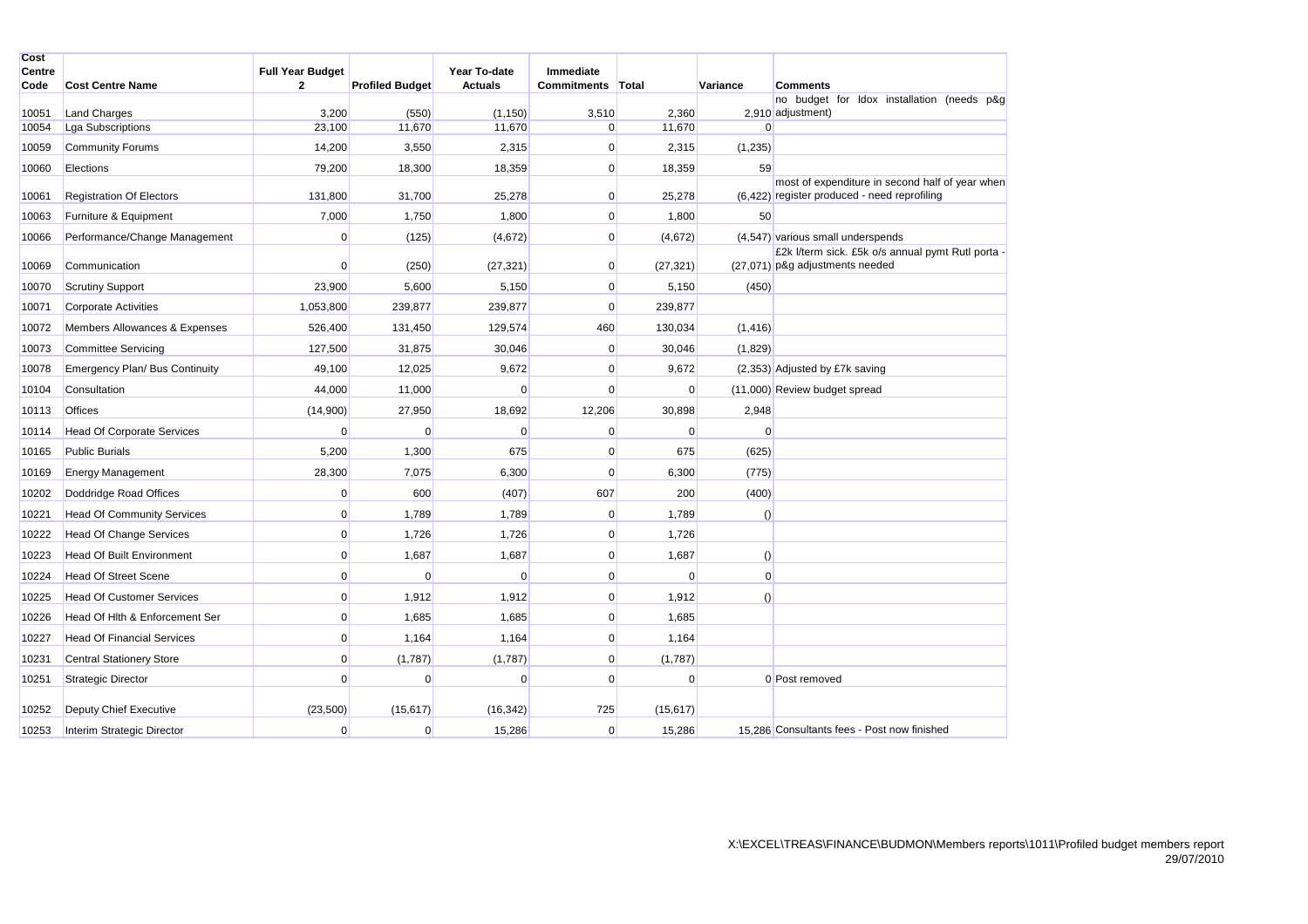| Cost Centre Code | Cost Centre Name | Full Year Budget 2 | Profiled Budget | Year To-date Actuals | Immediate Commitments | Total | Variance | Comments |
|---|---|---|---|---|---|---|---|---|
| 10051 | Land Charges | 3,200 | (550) | (1,150) | 3,510 | 2,360 | 2,910 | no budget for Idox installation (needs p&g adjustment) |
| 10054 | Lga Subscriptions | 23,100 | 11,670 | 11,670 | 0 | 11,670 | 0 | |
| 10059 | Community Forums | 14,200 | 3,550 | 2,315 | 0 | 2,315 | (1,235) | |
| 10060 | Elections | 79,200 | 18,300 | 18,359 | 0 | 18,359 | 59 | |
| 10061 | Registration Of Electors | 131,800 | 31,700 | 25,278 | 0 | 25,278 | (6,422) | most of expenditure in second half of year when register produced - need reprofiling |
| 10063 | Furniture & Equipment | 7,000 | 1,750 | 1,800 | 0 | 1,800 | 50 | |
| 10066 | Performance/Change Management | 0 | (125) | (4,672) | 0 | (4,672) | (4,547) | various small underspends |
| 10069 | Communication | 0 | (250) | (27,321) | 0 | (27,321) | (27,071) | £2k l/term sick. £5k o/s annual pymt Rutl porta - p&g adjustments needed |
| 10070 | Scrutiny Support | 23,900 | 5,600 | 5,150 | 0 | 5,150 | (450) | |
| 10071 | Corporate Activities | 1,053,800 | 239,877 | 239,877 | 0 | 239,877 | | |
| 10072 | Members Allowances & Expenses | 526,400 | 131,450 | 129,574 | 460 | 130,034 | (1,416) | |
| 10073 | Committee Servicing | 127,500 | 31,875 | 30,046 | 0 | 30,046 | (1,829) | |
| 10078 | Emergency Plan/ Bus Continuity | 49,100 | 12,025 | 9,672 | 0 | 9,672 | (2,353) | Adjusted by £7k saving |
| 10104 | Consultation | 44,000 | 11,000 | 0 | 0 | 0 | (11,000) | Review budget spread |
| 10113 | Offices | (14,900) | 27,950 | 18,692 | 12,206 | 30,898 | 2,948 | |
| 10114 | Head Of Corporate Services | 0 | 0 | 0 | 0 | 0 | 0 | |
| 10165 | Public Burials | 5,200 | 1,300 | 675 | 0 | 675 | (625) | |
| 10169 | Energy Management | 28,300 | 7,075 | 6,300 | 0 | 6,300 | (775) | |
| 10202 | Doddridge Road Offices | 0 | 600 | (407) | 607 | 200 | (400) | |
| 10221 | Head Of Community Services | 0 | 1,789 | 1,789 | 0 | 1,789 | () | |
| 10222 | Head Of Change Services | 0 | 1,726 | 1,726 | 0 | 1,726 | | |
| 10223 | Head Of Built Environment | 0 | 1,687 | 1,687 | 0 | 1,687 | () | |
| 10224 | Head Of Street Scene | 0 | 0 | 0 | 0 | 0 | 0 | |
| 10225 | Head Of Customer Services | 0 | 1,912 | 1,912 | 0 | 1,912 | () | |
| 10226 | Head Of Hlth & Enforcement Ser | 0 | 1,685 | 1,685 | 0 | 1,685 | | |
| 10227 | Head Of Financial Services | 0 | 1,164 | 1,164 | 0 | 1,164 | | |
| 10231 | Central Stationery Store | 0 | (1,787) | (1,787) | 0 | (1,787) | | |
| 10251 | Strategic Director | 0 | 0 | 0 | 0 | 0 | 0 | Post removed |
| 10252 | Deputy Chief Executive | (23,500) | (15,617) | (16,342) | 725 | (15,617) | | |
| 10253 | Interim Strategic Director | 0 | 0 | 15,286 | 0 | 15,286 | 15,286 | Consultants fees - Post now finished |

X:\EXCEL\TREAS\FINANCE\BUDMON\Members reports\1011\Profiled budget members report
29/07/2010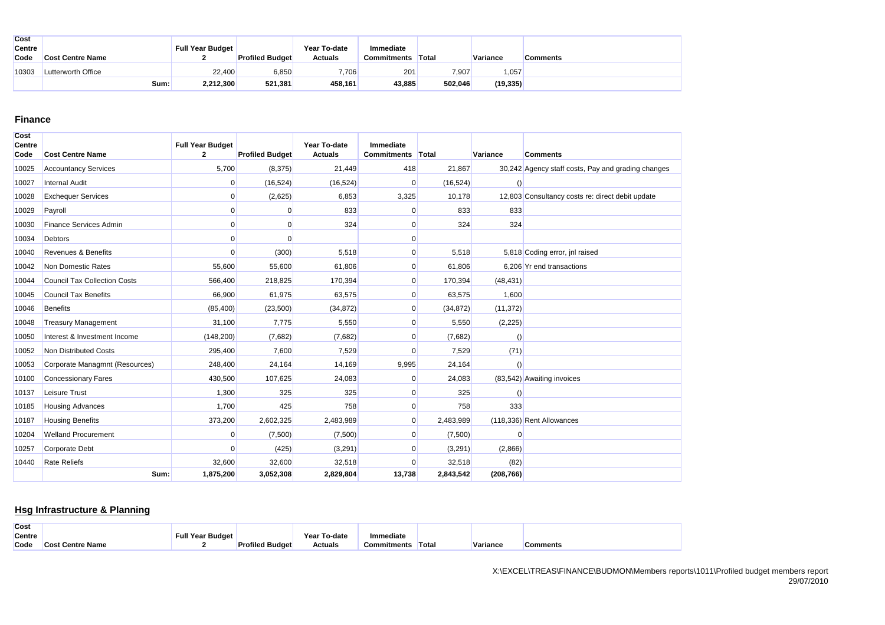| Cost Centre Code | Cost Centre Name | Full Year Budget 2 | Profiled Budget | Year To-date Actuals | Immediate Commitments | Total | Variance | Comments |
|---|---|---|---|---|---|---|---|---|
| 10303 | Lutterworth Office | 22,400 | 6,850 | 7,706 | 201 | 7,907 | 1,057 | |
| | Sum: | 2,212,300 | 521,381 | 458,161 | 43,885 | 502,046 | (19,335) | |

## Finance

| Cost Centre Code | Cost Centre Name | Full Year Budget 2 | Profiled Budget | Year To-date Actuals | Immediate Commitments | Total | Variance | Comments |
|---|---|---|---|---|---|---|---|---|
| 10025 | Accountancy Services | 5,700 | (8,375) | 21,449 | 418 | 21,867 | 30,242 | Agency staff costs, Pay and grading changes |
| 10027 | Internal Audit | 0 | (16,524) | (16,524) | 0 | (16,524) | () | |
| 10028 | Exchequer Services | 0 | (2,625) | 6,853 | 3,325 | 10,178 | 12,803 | Consultancy costs re: direct debit update |
| 10029 | Payroll | 0 | 0 | 833 | 0 | 833 | 833 | |
| 10030 | Finance Services Admin | 0 | 0 | 324 | 0 | 324 | 324 | |
| 10034 | Debtors | 0 | 0 | | 0 | | | |
| 10040 | Revenues & Benefits | 0 | (300) | 5,518 | 0 | 5,518 | 5,818 | Coding error, jnl raised |
| 10042 | Non Domestic Rates | 55,600 | 55,600 | 61,806 | 0 | 61,806 | 6,206 | Yr end transactions |
| 10044 | Council Tax Collection Costs | 566,400 | 218,825 | 170,394 | 0 | 170,394 | (48,431) | |
| 10045 | Council Tax Benefits | 66,900 | 61,975 | 63,575 | 0 | 63,575 | 1,600 | |
| 10046 | Benefits | (85,400) | (23,500) | (34,872) | 0 | (34,872) | (11,372) | |
| 10048 | Treasury Management | 31,100 | 7,775 | 5,550 | 0 | 5,550 | (2,225) | |
| 10050 | Interest & Investment Income | (148,200) | (7,682) | (7,682) | 0 | (7,682) | () | |
| 10052 | Non Distributed Costs | 295,400 | 7,600 | 7,529 | 0 | 7,529 | (71) | |
| 10053 | Corporate Managmnt (Resources) | 248,400 | 24,164 | 14,169 | 9,995 | 24,164 | () | |
| 10100 | Concessionary Fares | 430,500 | 107,625 | 24,083 | 0 | 24,083 | (83,542) | Awaiting invoices |
| 10137 | Leisure Trust | 1,300 | 325 | 325 | 0 | 325 | () | |
| 10185 | Housing Advances | 1,700 | 425 | 758 | 0 | 758 | 333 | |
| 10187 | Housing Benefits | 373,200 | 2,602,325 | 2,483,989 | 0 | 2,483,989 | (118,336) | Rent Allowances |
| 10204 | Welland Procurement | 0 | (7,500) | (7,500) | 0 | (7,500) | 0 | |
| 10257 | Corporate Debt | 0 | (425) | (3,291) | 0 | (3,291) | (2,866) | |
| 10440 | Rate Reliefs | 32,600 | 32,600 | 32,518 | 0 | 32,518 | (82) | |
| | Sum: | 1,875,200 | 3,052,308 | 2,829,804 | 13,738 | 2,843,542 | (208,766) | |

## Hsg Infrastructure & Planning

| Cost Centre Code | Cost Centre Name | Full Year Budget 2 | Profiled Budget | Year To-date Actuals | Immediate Commitments | Total | Variance | Comments |
|---|---|---|---|---|---|---|---|---|

X:\EXCEL\TREAS\FINANCE\BUDMON\Members reports\1011\Profiled budget members report
29/07/2010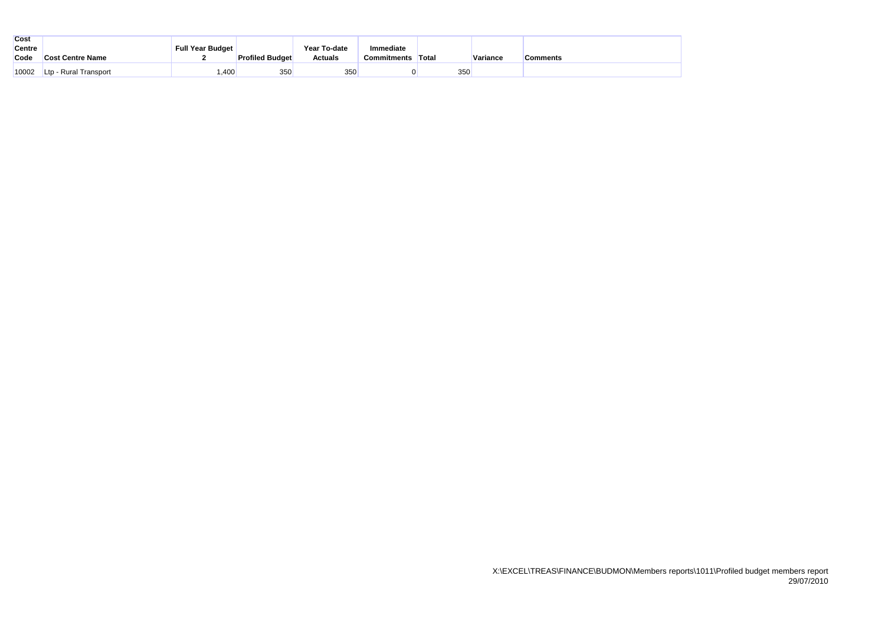| Cost Centre Code | Cost Centre Name | Full Year Budget 2 | Profiled Budget | Year To-date Actuals | Immediate Commitments | Total | Variance | Comments |
|---|---|---|---|---|---|---|---|---|
| 10002 | Ltp - Rural Transport | 1,400 | 350 | 350 | 0 | 350 | | |

X:\EXCEL\TREAS\FINANCE\BUDMON\Members reports\1011\Profiled budget members report
29/07/2010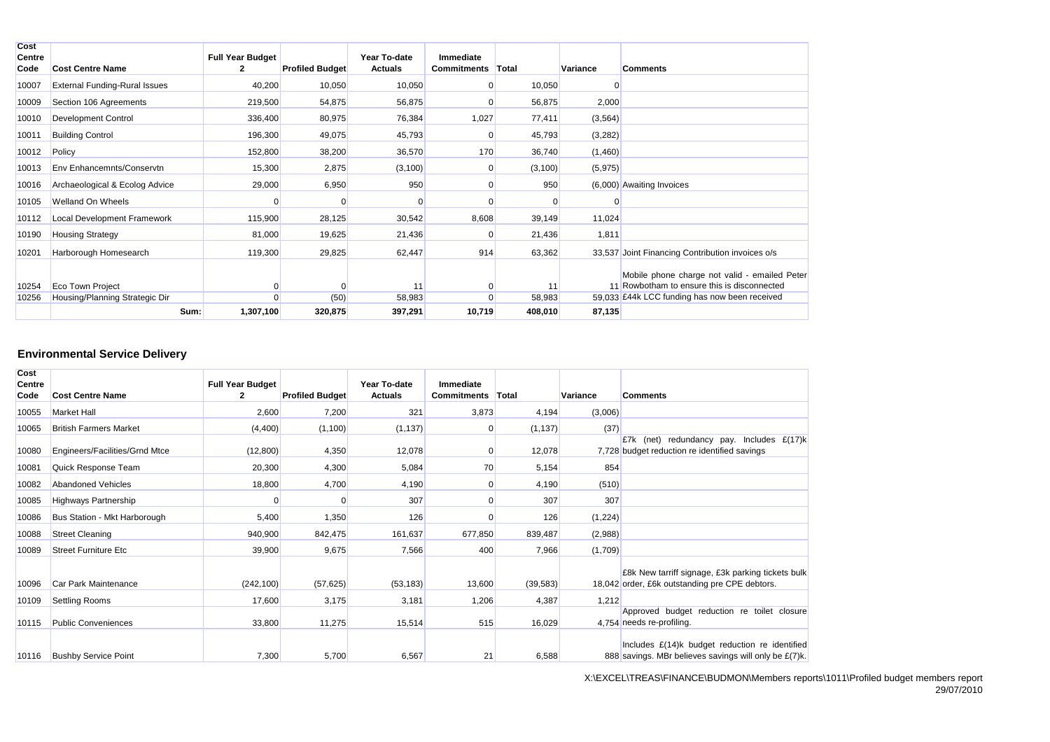| Cost Centre Code | Cost Centre Name | Full Year Budget 2 | Profiled Budget | Year To-date Actuals | Immediate Commitments | Total | Variance | Comments |
|---|---|---|---|---|---|---|---|---|
| 10007 | External Funding-Rural Issues | 40,200 | 10,050 | 10,050 | 0 | 10,050 | 0 | |
| 10009 | Section 106 Agreements | 219,500 | 54,875 | 56,875 | 0 | 56,875 | 2,000 | |
| 10010 | Development Control | 336,400 | 80,975 | 76,384 | 1,027 | 77,411 | (3,564) | |
| 10011 | Building Control | 196,300 | 49,075 | 45,793 | 0 | 45,793 | (3,282) | |
| 10012 | Policy | 152,800 | 38,200 | 36,570 | 170 | 36,740 | (1,460) | |
| 10013 | Env Enhancemnts/Conservtn | 15,300 | 2,875 | (3,100) | 0 | (3,100) | (5,975) | |
| 10016 | Archaeological & Ecolog Advice | 29,000 | 6,950 | 950 | 0 | 950 | (6,000) | Awaiting Invoices |
| 10105 | Welland On Wheels | 0 | 0 | 0 | 0 | 0 | 0 | |
| 10112 | Local Development Framework | 115,900 | 28,125 | 30,542 | 8,608 | 39,149 | 11,024 | |
| 10190 | Housing Strategy | 81,000 | 19,625 | 21,436 | 0 | 21,436 | 1,811 | |
| 10201 | Harborough Homesearch | 119,300 | 29,825 | 62,447 | 914 | 63,362 | 33,537 | Joint Financing Contribution invoices o/s |
| 10254 | Eco Town Project | 0 | 0 | 11 | 0 | 11 | 11 | Mobile phone charge not valid - emailed Peter Rowbotham to ensure this is disconnected |
| 10256 | Housing/Planning Strategic Dir | 0 | (50) | 58,983 | 0 | 58,983 | 59,033 | £44k LCC funding has now been received |
| | Sum: | 1,307,100 | 320,875 | 397,291 | 10,719 | 408,010 | 87,135 | |

## Environmental Service Delivery

| Cost Centre Code | Cost Centre Name | Full Year Budget 2 | Profiled Budget | Year To-date Actuals | Immediate Commitments | Total | Variance | Comments |
|---|---|---|---|---|---|---|---|---|
| 10055 | Market Hall | 2,600 | 7,200 | 321 | 3,873 | 4,194 | (3,006) | |
| 10065 | British Farmers Market | (4,400) | (1,100) | (1,137) | 0 | (1,137) | (37) | |
| 10080 | Engineers/Facilities/Grnd Mtce | (12,800) | 4,350 | 12,078 | 0 | 12,078 | 7,728 | £7k (net) redundancy pay. Includes £(17)k budget reduction re identified savings |
| 10081 | Quick Response Team | 20,300 | 4,300 | 5,084 | 70 | 5,154 | 854 | |
| 10082 | Abandoned Vehicles | 18,800 | 4,700 | 4,190 | 0 | 4,190 | (510) | |
| 10085 | Highways Partnership | 0 | 0 | 307 | 0 | 307 | 307 | |
| 10086 | Bus Station - Mkt Harborough | 5,400 | 1,350 | 126 | 0 | 126 | (1,224) | |
| 10088 | Street Cleaning | 940,900 | 842,475 | 161,637 | 677,850 | 839,487 | (2,988) | |
| 10089 | Street Furniture Etc | 39,900 | 9,675 | 7,566 | 400 | 7,966 | (1,709) | |
| 10096 | Car Park Maintenance | (242,100) | (57,625) | (53,183) | 13,600 | (39,583) | 18,042 | £8k New tarriff signage, £3k parking tickets bulk order, £6k outstanding pre CPE debtors. |
| 10109 | Settling Rooms | 17,600 | 3,175 | 3,181 | 1,206 | 4,387 | 1,212 | |
| 10115 | Public Conveniences | 33,800 | 11,275 | 15,514 | 515 | 16,029 | 4,754 | Approved budget reduction re toilet closure needs re-profiling. |
| 10116 | Bushby Service Point | 7,300 | 5,700 | 6,567 | 21 | 6,588 | 888 | Includes £(14)k budget reduction re identified savings. MBr believes savings will only be £(7)k. |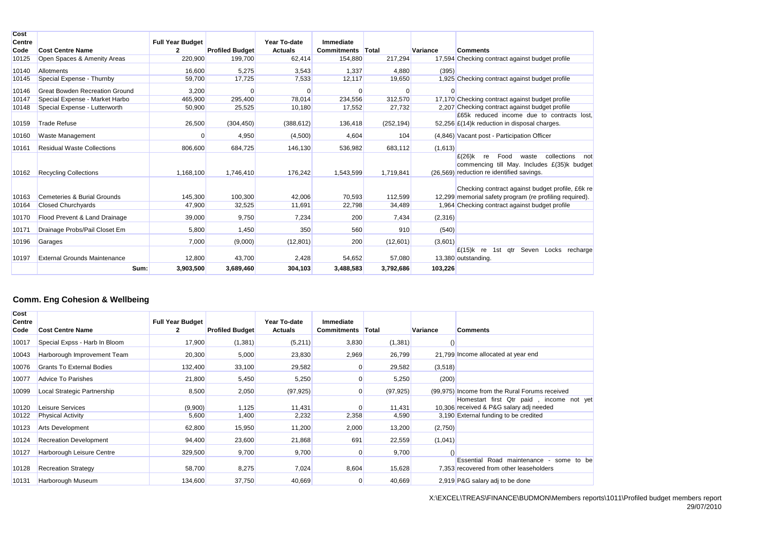| Cost Centre Code | Cost Centre Name | Full Year Budget 2 | Profiled Budget | Year To-date Actuals | Immediate Commitments | Total | Variance | Comments |
|---|---|---|---|---|---|---|---|---|
| 10125 | Open Spaces & Amenity Areas | 220,900 | 199,700 | 62,414 | 154,880 | 217,294 | 17,594 | Checking contract against budget profile |
| 10140 | Allotments | 16,600 | 5,275 | 3,543 | 1,337 | 4,880 | (395) | |
| 10145 | Special Expense - Thurnby | 59,700 | 17,725 | 7,533 | 12,117 | 19,650 | 1,925 | Checking contract against budget profile |
| 10146 | Great Bowden Recreation Ground | 3,200 | 0 | 0 | 0 | 0 | 0 | |
| 10147 | Special Expense - Market Harbo | 465,900 | 295,400 | 78,014 | 234,556 | 312,570 | 17,170 | Checking contract against budget profile |
| 10148 | Special Expense - Lutterworth | 50,900 | 25,525 | 10,180 | 17,552 | 27,732 | 2,207 | Checking contract against budget profile |
| 10159 | Trade Refuse | 26,500 | (304,450) | (388,612) | 136,418 | (252,194) | 52,256 | £65k reduced income due to contracts lost, £(14)k reduction in disposal charges. |
| 10160 | Waste Management | 0 | 4,950 | (4,500) | 4,604 | 104 | (4,846) | Vacant post - Participation Officer |
| 10161 | Residual Waste Collections | 806,600 | 684,725 | 146,130 | 536,982 | 683,112 | (1,613) | |
| 10162 | Recycling Collections | 1,168,100 | 1,746,410 | 176,242 | 1,543,599 | 1,719,841 | (26,569) | £(26)k re Food waste collections not commencing till May. Includes £(35)k budget reduction re identified savings. |
| 10163 | Cemeteries & Burial Grounds | 145,300 | 100,300 | 42,006 | 70,593 | 112,599 | 12,299 | Checking contract against budget profile, £6k re memorial safety program (re profiling required). |
| 10164 | Closed Churchyards | 47,900 | 32,525 | 11,691 | 22,798 | 34,489 | 1,964 | Checking contract against budget profile |
| 10170 | Flood Prevent & Land Drainage | 39,000 | 9,750 | 7,234 | 200 | 7,434 | (2,316) | |
| 10171 | Drainage Probs/Pail Closet Em | 5,800 | 1,450 | 350 | 560 | 910 | (540) | |
| 10196 | Garages | 7,000 | (9,000) | (12,801) | 200 | (12,601) | (3,601) | |
| 10197 | External Grounds Maintenance | 12,800 | 43,700 | 2,428 | 54,652 | 57,080 | 13,380 | £(15)k re 1st qtr Seven Locks recharge outstanding. |
| | Sum: | 3,903,500 | 3,689,460 | 304,103 | 3,488,583 | 3,792,686 | 103,226 | |

## Comm. Eng Cohesion & Wellbeing

| Cost Centre Code | Cost Centre Name | Full Year Budget 2 | Profiled Budget | Year To-date Actuals | Immediate Commitments | Total | Variance | Comments |
|---|---|---|---|---|---|---|---|---|
| 10017 | Special Expss - Harb In Bloom | 17,900 | (1,381) | (5,211) | 3,830 | (1,381) | () | |
| 10043 | Harborough Improvement Team | 20,300 | 5,000 | 23,830 | 2,969 | 26,799 | 21,799 | Income allocated at year end |
| 10076 | Grants To External Bodies | 132,400 | 33,100 | 29,582 | 0 | 29,582 | (3,518) | |
| 10077 | Advice To Parishes | 21,800 | 5,450 | 5,250 | 0 | 5,250 | (200) | |
| 10099 | Local Strategic Partnership | 8,500 | 2,050 | (97,925) | 0 | (97,925) | (99,975) | Income from the Rural Forums received |
| 10120 | Leisure Services | (9,900) | 1,125 | 11,431 | 0 | 11,431 | 10,306 | Homestart first Qtr paid , income not yet received & P&G salary adj needed |
| 10122 | Physical Activity | 5,600 | 1,400 | 2,232 | 2,358 | 4,590 | 3,190 | External funding to be credited |
| 10123 | Arts Development | 62,800 | 15,950 | 11,200 | 2,000 | 13,200 | (2,750) | |
| 10124 | Recreation Development | 94,400 | 23,600 | 21,868 | 691 | 22,559 | (1,041) | |
| 10127 | Harborough Leisure Centre | 329,500 | 9,700 | 9,700 | 0 | 9,700 | () | |
| 10128 | Recreation Strategy | 58,700 | 8,275 | 7,024 | 8,604 | 15,628 | 7,353 | Essential Road maintenance - some to be recovered from other leaseholders |
| 10131 | Harborough Museum | 134,600 | 37,750 | 40,669 | 0 | 40,669 | 2,919 | P&G salary adj to be done |

X:\EXCEL\TREAS\FINANCE\BUDMON\Members reports\1011\Profiled budget members report
29/07/2010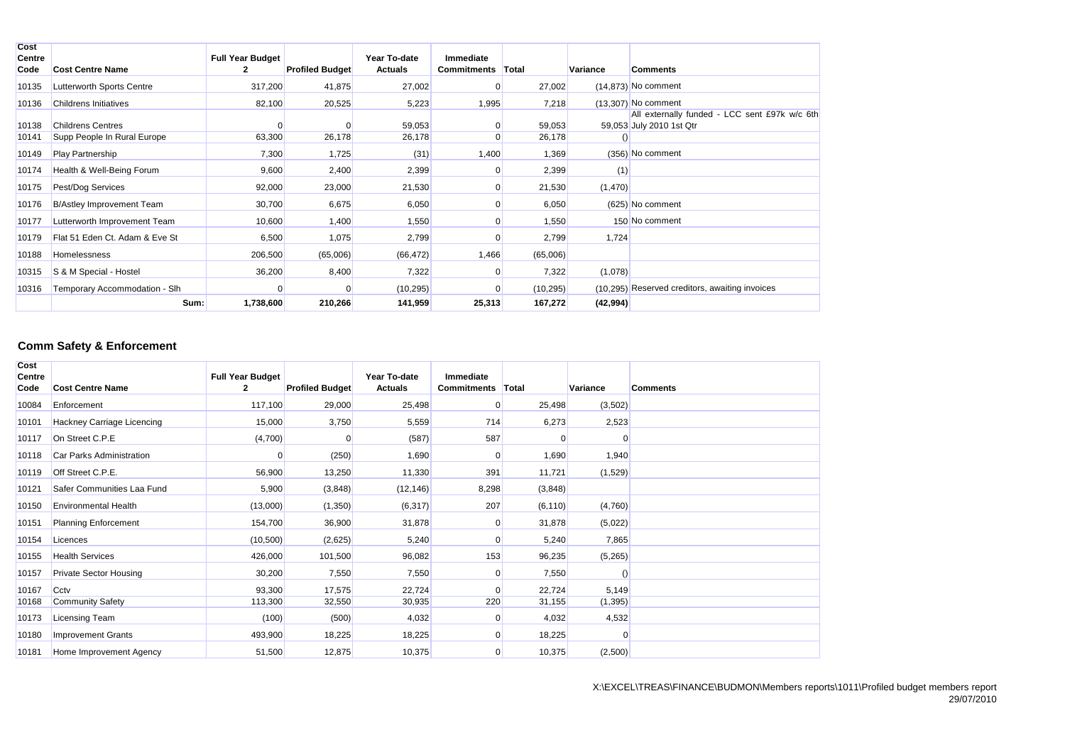| Cost Centre Code | Cost Centre Name | Full Year Budget 2 | Profiled Budget | Year To-date Actuals | Immediate Commitments | Total | Variance | Comments |
|---|---|---|---|---|---|---|---|---|
| 10135 | Lutterworth Sports Centre | 317,200 | 41,875 | 27,002 | 0 | 27,002 | (14,873) | No comment |
| 10136 | Childrens Initiatives | 82,100 | 20,525 | 5,223 | 1,995 | 7,218 | (13,307) | No comment |
| 10138 | Childrens Centres | 0 | 0 | 59,053 | 0 | 59,053 | 59,053 | All externally funded - LCC sent £97k w/c 6th July 2010 1st Qtr |
| 10141 | Supp People In Rural Europe | 63,300 | 26,178 | 26,178 | 0 | 26,178 | () | |
| 10149 | Play Partnership | 7,300 | 1,725 | (31) | 1,400 | 1,369 | (356) | No comment |
| 10174 | Health & Well-Being Forum | 9,600 | 2,400 | 2,399 | 0 | 2,399 | (1) | |
| 10175 | Pest/Dog Services | 92,000 | 23,000 | 21,530 | 0 | 21,530 | (1,470) | |
| 10176 | B/Astley Improvement Team | 30,700 | 6,675 | 6,050 | 0 | 6,050 | (625) | No comment |
| 10177 | Lutterworth Improvement Team | 10,600 | 1,400 | 1,550 | 0 | 1,550 | 150 | No comment |
| 10179 | Flat 51 Eden Ct. Adam & Eve St | 6,500 | 1,075 | 2,799 | 0 | 2,799 | 1,724 | |
| 10188 | Homelessness | 206,500 | (65,006) | (66,472) | 1,466 | (65,006) | | |
| 10315 | S & M Special - Hostel | 36,200 | 8,400 | 7,322 | 0 | 7,322 | (1,078) | |
| 10316 | Temporary Accommodation - Slh | 0 | 0 | (10,295) | 0 | (10,295) | (10,295) | Reserved creditors, awaiting invoices |
| | Sum: | 1,738,600 | 210,266 | 141,959 | 25,313 | 167,272 | (42,994) | |

## Comm Safety & Enforcement

| Cost Centre Code | Cost Centre Name | Full Year Budget 2 | Profiled Budget | Year To-date Actuals | Immediate Commitments | Total | Variance | Comments |
|---|---|---|---|---|---|---|---|---|
| 10084 | Enforcement | 117,100 | 29,000 | 25,498 | 0 | 25,498 | (3,502) | |
| 10101 | Hackney Carriage Licencing | 15,000 | 3,750 | 5,559 | 714 | 6,273 | 2,523 | |
| 10117 | On Street C.P.E | (4,700) | 0 | (587) | 587 | 0 | 0 | |
| 10118 | Car Parks Administration | 0 | (250) | 1,690 | 0 | 1,690 | 1,940 | |
| 10119 | Off Street C.P.E. | 56,900 | 13,250 | 11,330 | 391 | 11,721 | (1,529) | |
| 10121 | Safer Communities Laa Fund | 5,900 | (3,848) | (12,146) | 8,298 | (3,848) | | |
| 10150 | Environmental Health | (13,000) | (1,350) | (6,317) | 207 | (6,110) | (4,760) | |
| 10151 | Planning Enforcement | 154,700 | 36,900 | 31,878 | 0 | 31,878 | (5,022) | |
| 10154 | Licences | (10,500) | (2,625) | 5,240 | 0 | 5,240 | 7,865 | |
| 10155 | Health Services | 426,000 | 101,500 | 96,082 | 153 | 96,235 | (5,265) | |
| 10157 | Private Sector Housing | 30,200 | 7,550 | 7,550 | 0 | 7,550 | () | |
| 10167 | Cctv | 93,300 | 17,575 | 22,724 | 0 | 22,724 | 5,149 | |
| 10168 | Community Safety | 113,300 | 32,550 | 30,935 | 220 | 31,155 | (1,395) | |
| 10173 | Licensing Team | (100) | (500) | 4,032 | 0 | 4,032 | 4,532 | |
| 10180 | Improvement Grants | 493,900 | 18,225 | 18,225 | 0 | 18,225 | 0 | |
| 10181 | Home Improvement Agency | 51,500 | 12,875 | 10,375 | 0 | 10,375 | (2,500) | |

X:\EXCEL\TREAS\FINANCE\BUDMON\Members reports\1011\Profiled budget members report
29/07/2010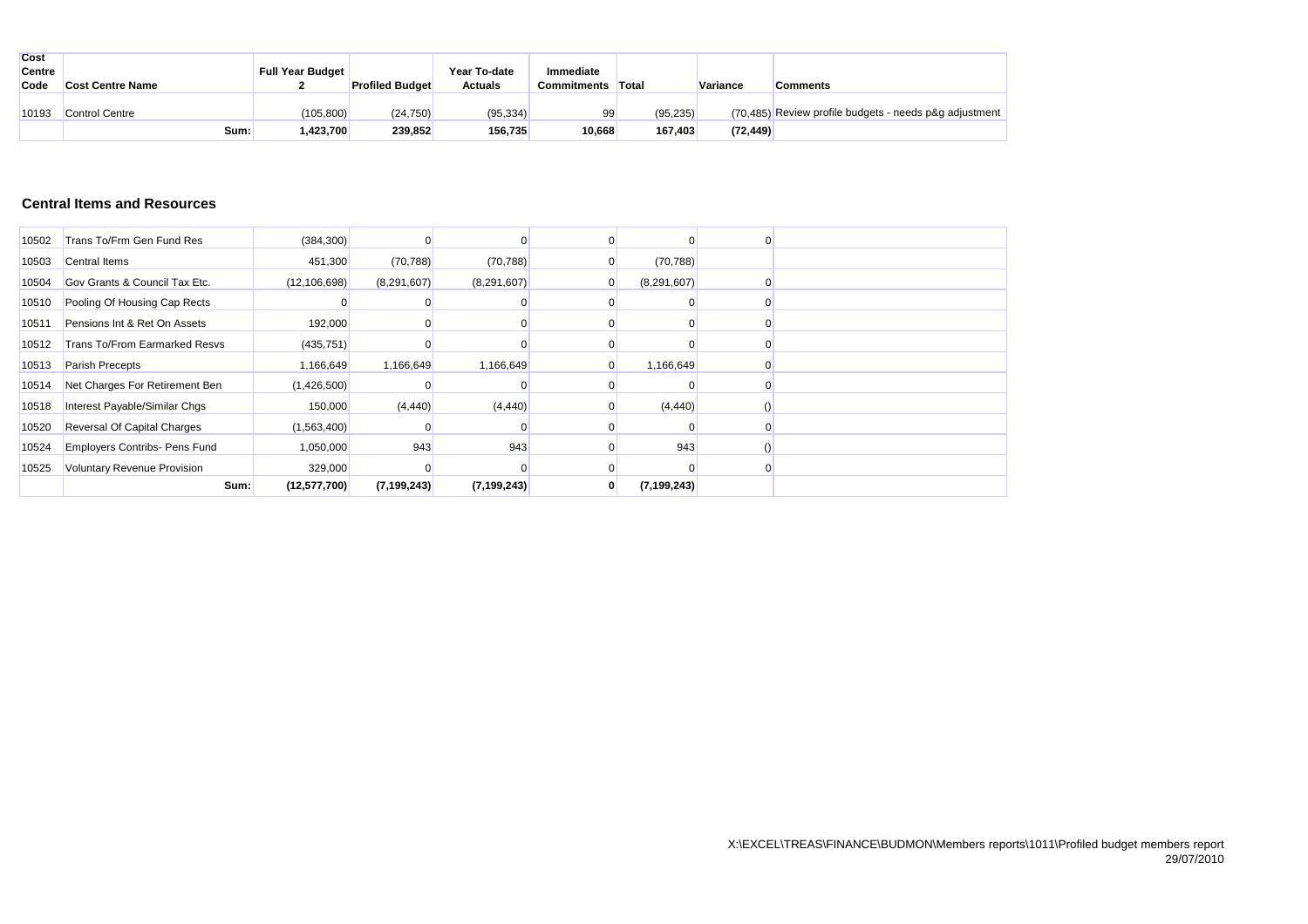| Cost Centre Code | Cost Centre Name | Full Year Budget 2 | Profiled Budget | Year To-date Actuals | Immediate Commitments | Total | Variance | Comments |
|---|---|---|---|---|---|---|---|---|
| 10193 | Control Centre | (105,800) | (24,750) | (95,334) | 99 | (95,235) | (70,485) | Review profile budgets - needs p&g adjustment |
| | **Sum:** | **1,423,700** | **239,852** | **156,735** | **10,668** | **167,403** | **(72,449)** | |

### Central Items and Resources

| | | | | | | | | |
|---|---|---|---|---|---|---|---|---|
| 10502 | Trans To/Frm Gen Fund Res | (384,300) | 0 | 0 | 0 | 0 | 0 | |
| 10503 | Central Items | 451,300 | (70,788) | (70,788) | 0 | (70,788) | | |
| 10504 | Gov Grants & Council Tax Etc. | (12,106,698) | (8,291,607) | (8,291,607) | 0 | (8,291,607) | 0 | |
| 10510 | Pooling Of Housing Cap Rects | 0 | 0 | 0 | 0 | 0 | 0 | |
| 10511 | Pensions Int & Ret On Assets | 192,000 | 0 | 0 | 0 | 0 | 0 | |
| 10512 | Trans To/From Earmarked Resvs | (435,751) | 0 | 0 | 0 | 0 | 0 | |
| 10513 | Parish Precepts | 1,166,649 | 1,166,649 | 1,166,649 | 0 | 1,166,649 | 0 | |
| 10514 | Net Charges For Retirement Ben | (1,426,500) | 0 | 0 | 0 | 0 | 0 | |
| 10518 | Interest Payable/Similar Chgs | 150,000 | (4,440) | (4,440) | 0 | (4,440) | () | |
| 10520 | Reversal Of Capital Charges | (1,563,400) | 0 | 0 | 0 | 0 | 0 | |
| 10524 | Employers Contribs- Pens Fund | 1,050,000 | 943 | 943 | 0 | 943 | () | |
| 10525 | Voluntary Revenue Provision | 329,000 | 0 | 0 | 0 | 0 | 0 | |
| | **Sum:** | **(12,577,700)** | **(7,199,243)** | **(7,199,243)** | **0** | **(7,199,243)** | | |

X:\EXCEL\TREAS\FINANCE\BUDMON\Members reports\1011\Profiled budget members report
29/07/2010